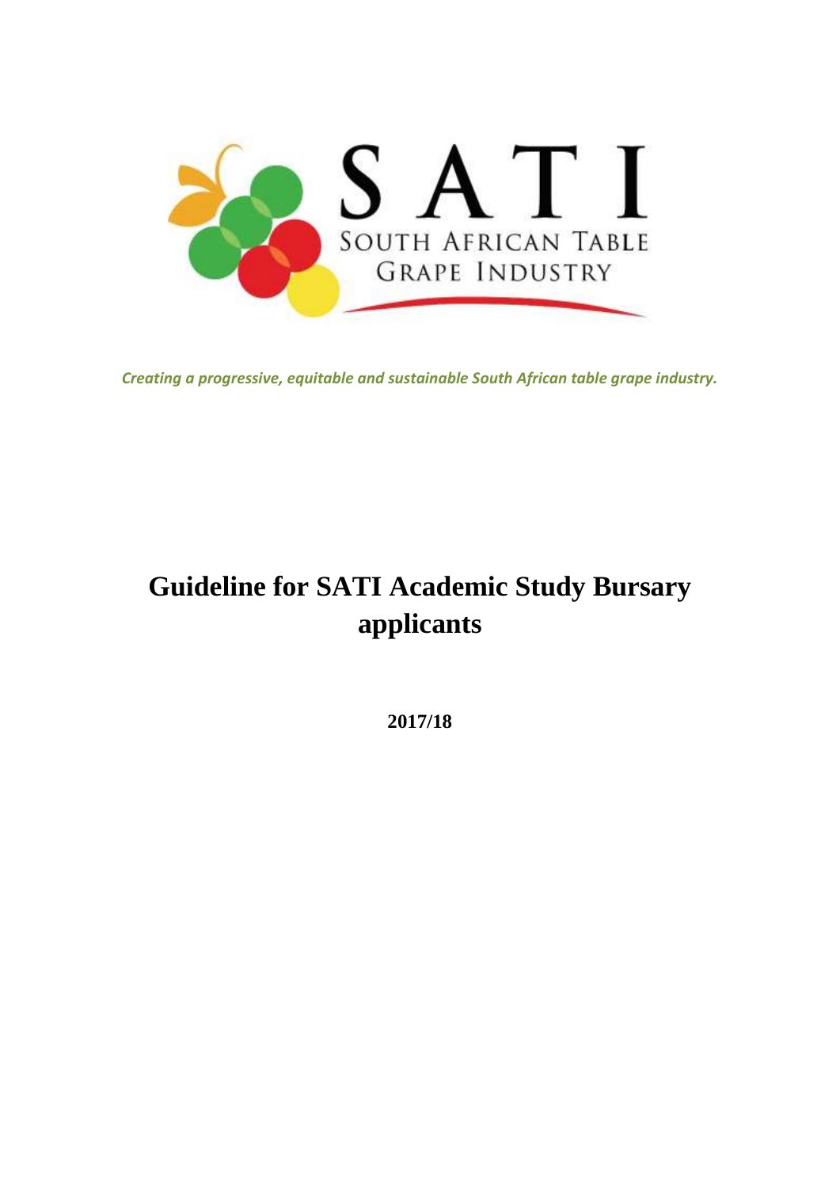SATI

SOUTH AFRICAN TABLE GRAPE INDUSTRY

*Creating a progressive, equitable and sustainable South African table grape industry.*

# Guideline for SATI Academic Study Bursary applicants

**2017/18**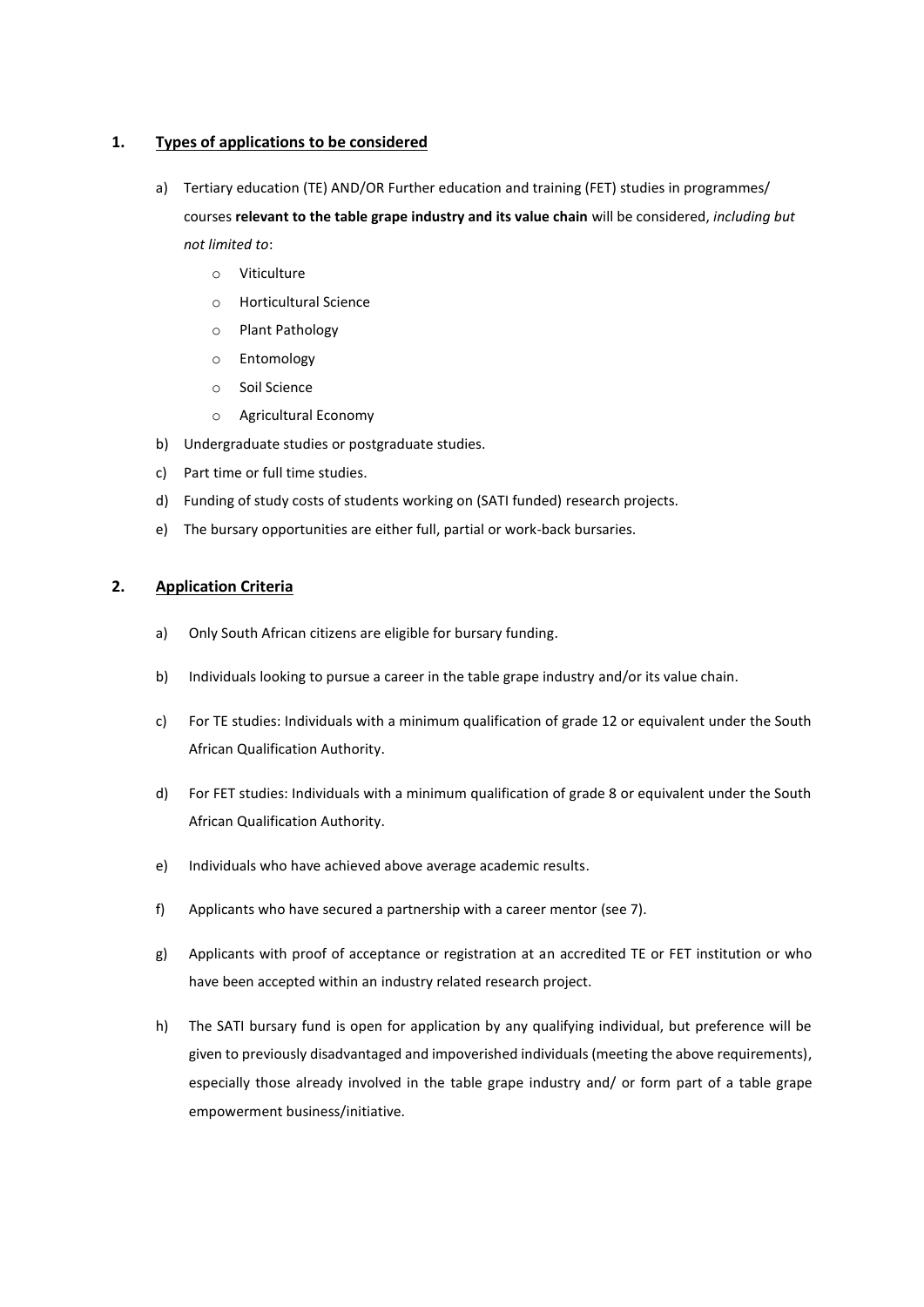## 1. Types of applications to be considered

a) Tertiary education (TE) AND/OR Further education and training (FET) studies in programmes/ courses **relevant to the table grape industry and its value chain** will be considered, *including but not limited to*:

   - Viticulture
   - Horticultural Science
   - Plant Pathology
   - Entomology
   - Soil Science
   - Agricultural Economy

b) Undergraduate studies or postgraduate studies.

c) Part time or full time studies.

d) Funding of study costs of students working on (SATI funded) research projects.

e) The bursary opportunities are either full, partial or work-back bursaries.

## 2. Application Criteria

a) Only South African citizens are eligible for bursary funding.

b) Individuals looking to pursue a career in the table grape industry and/or its value chain.

c) For TE studies: Individuals with a minimum qualification of grade 12 or equivalent under the South African Qualification Authority.

d) For FET studies: Individuals with a minimum qualification of grade 8 or equivalent under the South African Qualification Authority.

e) Individuals who have achieved above average academic results.

f) Applicants who have secured a partnership with a career mentor (see 7).

g) Applicants with proof of acceptance or registration at an accredited TE or FET institution or who have been accepted within an industry related research project.

h) The SATI bursary fund is open for application by any qualifying individual, but preference will be given to previously disadvantaged and impoverished individuals (meeting the above requirements), especially those already involved in the table grape industry and/ or form part of a table grape empowerment business/initiative.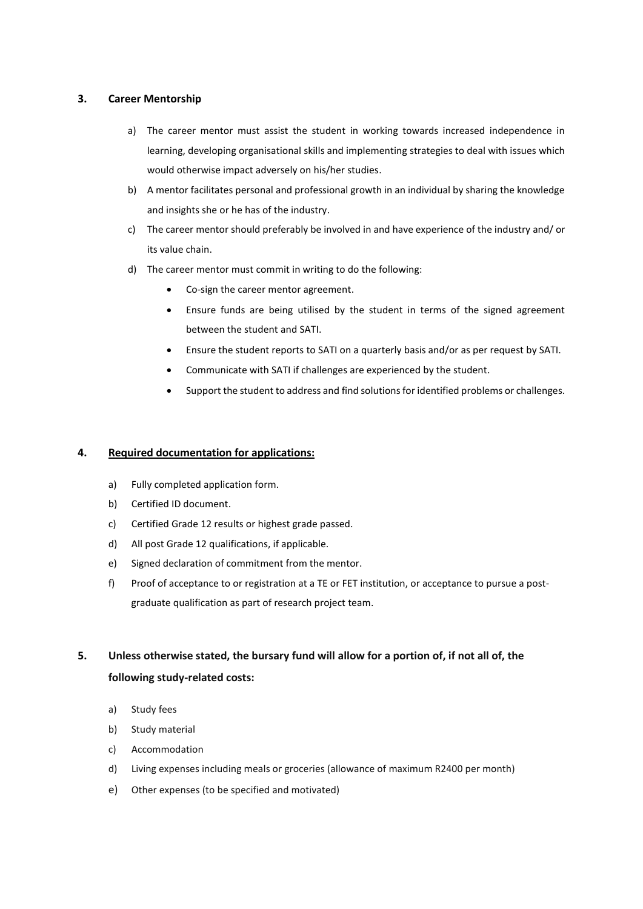### 3. Career Mentorship

a) The career mentor must assist the student in working towards increased independence in learning, developing organisational skills and implementing strategies to deal with issues which would otherwise impact adversely on his/her studies.

b) A mentor facilitates personal and professional growth in an individual by sharing the knowledge and insights she or he has of the industry.

c) The career mentor should preferably be involved in and have experience of the industry and/ or its value chain.

d) The career mentor must commit in writing to do the following:

- Co-sign the career mentor agreement.
- Ensure funds are being utilised by the student in terms of the signed agreement between the student and SATI.
- Ensure the student reports to SATI on a quarterly basis and/or as per request by SATI.
- Communicate with SATI if challenges are experienced by the student.
- Support the student to address and find solutions for identified problems or challenges.

### 4. <u>Required documentation for applications:</u>

a) Fully completed application form.

b) Certified ID document.

c) Certified Grade 12 results or highest grade passed.

d) All post Grade 12 qualifications, if applicable.

e) Signed declaration of commitment from the mentor.

f) Proof of acceptance to or registration at a TE or FET institution, or acceptance to pursue a post-graduate qualification as part of research project team.

### 5. Unless otherwise stated, the bursary fund will allow for a portion of, if not all of, the following study-related costs:

a) Study fees

b) Study material

c) Accommodation

d) Living expenses including meals or groceries (allowance of maximum R2400 per month)

e) Other expenses (to be specified and motivated)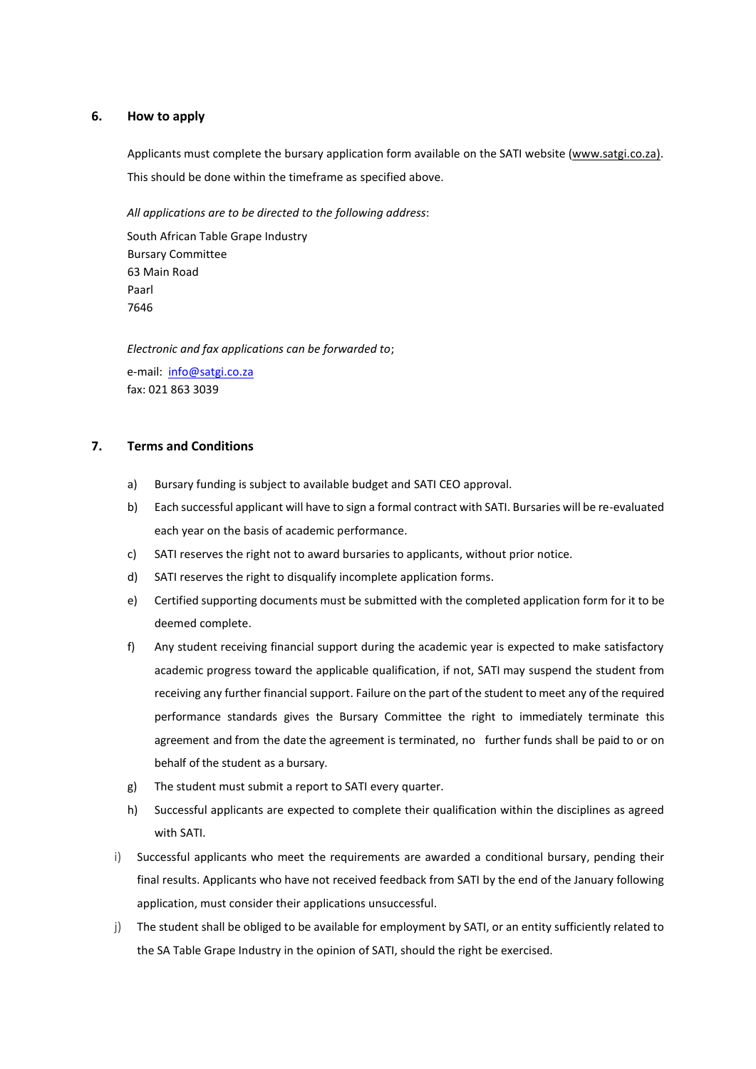## 6. How to apply

Applicants must complete the bursary application form available on the SATI website (www.satgi.co.za). This should be done within the timeframe as specified above.

*All applications are to be directed to the following address*:

South African Table Grape Industry
Bursary Committee
63 Main Road
Paarl
7646

*Electronic and fax applications can be forwarded to*;

e-mail: info@satgi.co.za
fax: 021 863 3039

## 7. Terms and Conditions

a) Bursary funding is subject to available budget and SATI CEO approval.

b) Each successful applicant will have to sign a formal contract with SATI. Bursaries will be re-evaluated each year on the basis of academic performance.

c) SATI reserves the right not to award bursaries to applicants, without prior notice.

d) SATI reserves the right to disqualify incomplete application forms.

e) Certified supporting documents must be submitted with the completed application form for it to be deemed complete.

f) Any student receiving financial support during the academic year is expected to make satisfactory academic progress toward the applicable qualification, if not, SATI may suspend the student from receiving any further financial support. Failure on the part of the student to meet any of the required performance standards gives the Bursary Committee the right to immediately terminate this agreement and from the date the agreement is terminated, no further funds shall be paid to or on behalf of the student as a bursary.

g) The student must submit a report to SATI every quarter.

h) Successful applicants are expected to complete their qualification within the disciplines as agreed with SATI.

i) Successful applicants who meet the requirements are awarded a conditional bursary, pending their final results. Applicants who have not received feedback from SATI by the end of the January following application, must consider their applications unsuccessful.

j) The student shall be obliged to be available for employment by SATI, or an entity sufficiently related to the SA Table Grape Industry in the opinion of SATI, should the right be exercised.